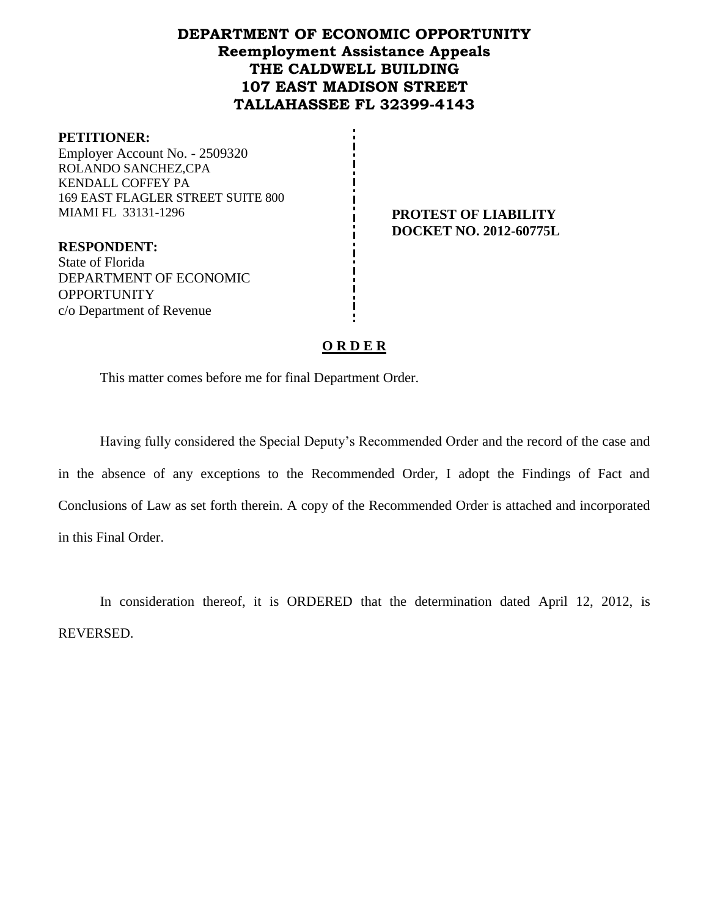# DEPARTMENT OF ECONOMIC OPPORTUNITY
## Reemployment Assistance Appeals
## THE CALDWELL BUILDING
## 107 EAST MADISON STREET
## TALLAHASSEE FL 32399-4143

**PETITIONER:**
Employer Account No. - 2509320
ROLANDO SANCHEZ,CPA
KENDALL COFFEY PA
169 EAST FLAGLER STREET SUITE 800
MIAMI FL 33131-1296

**PROTEST OF LIABILITY**
**DOCKET NO. 2012-60775L**

**RESPONDENT:**
State of Florida
DEPARTMENT OF ECONOMIC OPPORTUNITY
c/o Department of Revenue

## O R D E R

This matter comes before me for final Department Order.

Having fully considered the Special Deputy's Recommended Order and the record of the case and in the absence of any exceptions to the Recommended Order, I adopt the Findings of Fact and Conclusions of Law as set forth therein. A copy of the Recommended Order is attached and incorporated in this Final Order.

In consideration thereof, it is ORDERED that the determination dated April 12, 2012, is REVERSED.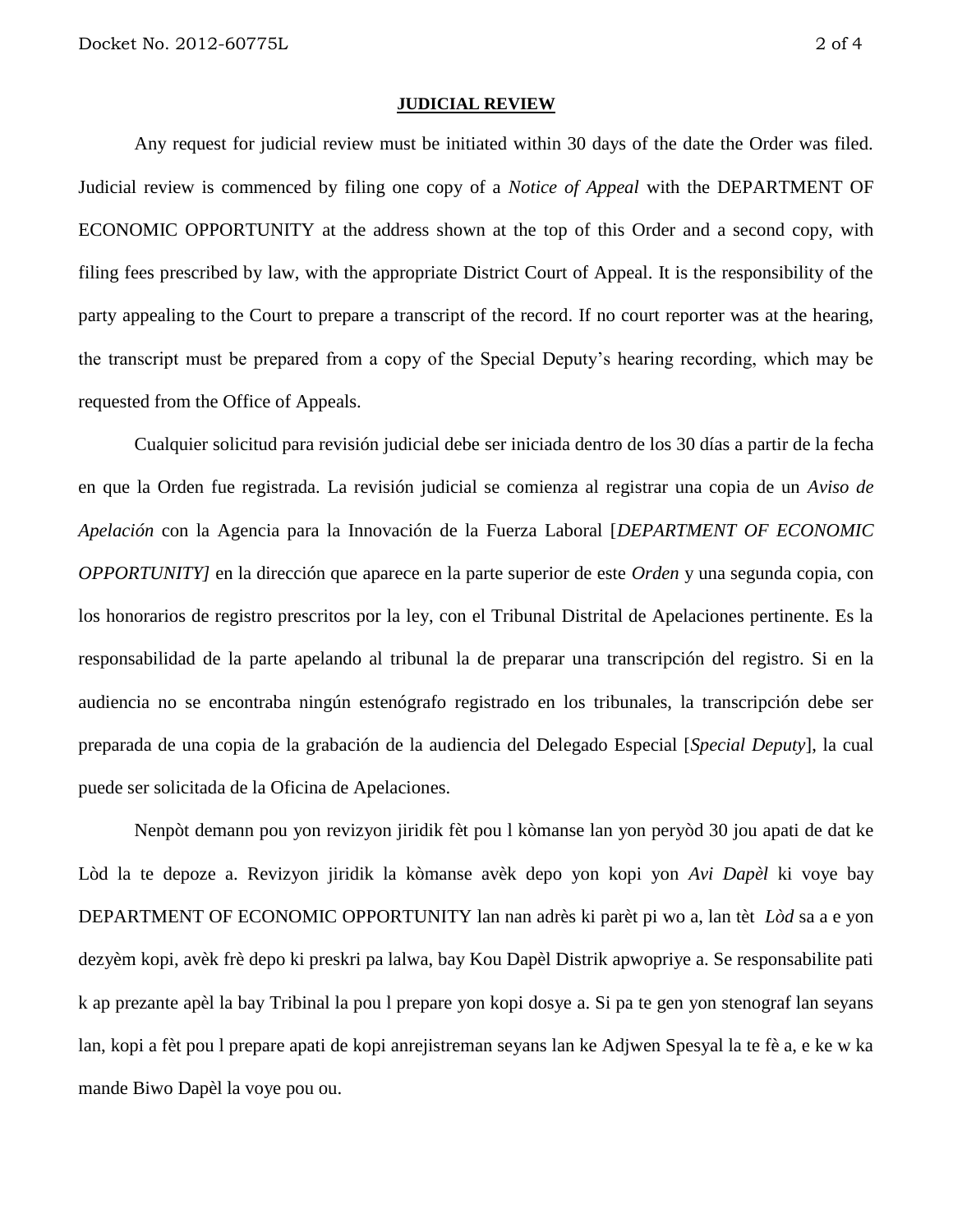**JUDICIAL REVIEW**

Any request for judicial review must be initiated within 30 days of the date the Order was filed. Judicial review is commenced by filing one copy of a *Notice of Appeal* with the DEPARTMENT OF ECONOMIC OPPORTUNITY at the address shown at the top of this Order and a second copy, with filing fees prescribed by law, with the appropriate District Court of Appeal. It is the responsibility of the party appealing to the Court to prepare a transcript of the record. If no court reporter was at the hearing, the transcript must be prepared from a copy of the Special Deputy's hearing recording, which may be requested from the Office of Appeals.

Cualquier solicitud para revisión judicial debe ser iniciada dentro de los 30 días a partir de la fecha en que la Orden fue registrada. La revisión judicial se comienza al registrar una copia de un *Aviso de Apelación* con la Agencia para la Innovación de la Fuerza Laboral [*DEPARTMENT OF ECONOMIC OPPORTUNITY]* en la dirección que aparece en la parte superior de este *Orden* y una segunda copia, con los honorarios de registro prescritos por la ley, con el Tribunal Distrital de Apelaciones pertinente. Es la responsabilidad de la parte apelando al tribunal la de preparar una transcripción del registro. Si en la audiencia no se encontraba ningún estenógrafo registrado en los tribunales, la transcripción debe ser preparada de una copia de la grabación de la audiencia del Delegado Especial [*Special Deputy*], la cual puede ser solicitada de la Oficina de Apelaciones.

Nenpòt demann pou yon revizyon jiridik fèt pou l kòmanse lan yon peryòd 30 jou apati de dat ke Lòd la te depoze a. Revizyon jiridik la kòmanse avèk depo yon kopi yon *Avi Dapèl* ki voye bay DEPARTMENT OF ECONOMIC OPPORTUNITY lan nan adrès ki parèt pi wo a, lan tèt *Lòd* sa a e yon dezyèm kopi, avèk frè depo ki preskri pa lalwa, bay Kou Dapèl Distrik apwopriye a. Se responsabilite pati k ap prezante apèl la bay Tribinal la pou l prepare yon kopi dosye a. Si pa te gen yon stenograf lan seyans lan, kopi a fèt pou l prepare apati de kopi anrejistreman seyans lan ke Adjwen Spesyal la te fè a, e ke w ka mande Biwo Dapèl la voye pou ou.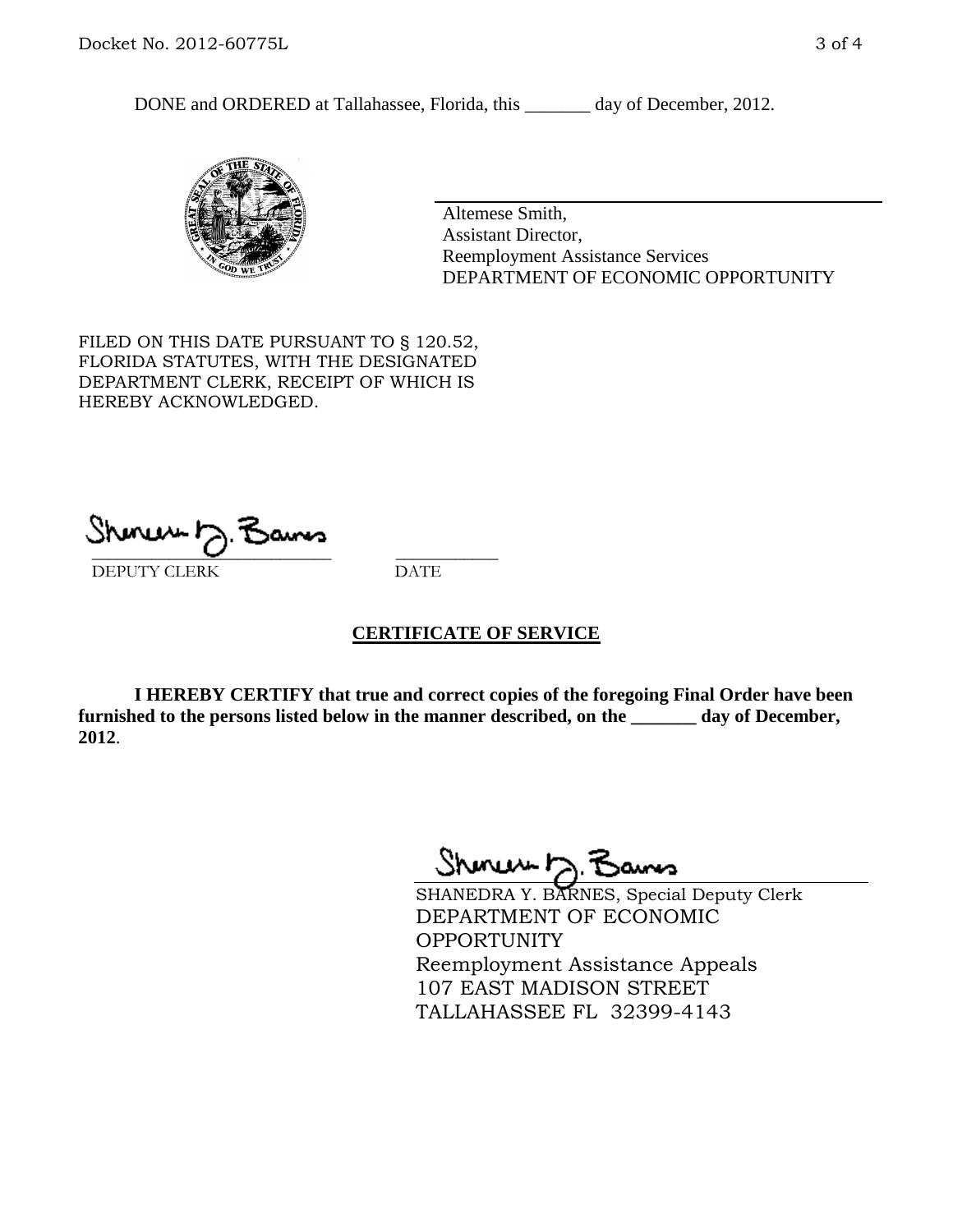DONE and ORDERED at Tallahassee, Florida, this _______ day of December, 2012.

Altemese Smith,
Assistant Director,
Reemployment Assistance Services
DEPARTMENT OF ECONOMIC OPPORTUNITY

FILED ON THIS DATE PURSUANT TO § 120.52, FLORIDA STATUTES, WITH THE DESIGNATED DEPARTMENT CLERK, RECEIPT OF WHICH IS HEREBY ACKNOWLEDGED.

_____________________________ ___________
DEPUTY CLERK DATE

## CERTIFICATE OF SERVICE

**I HEREBY CERTIFY that true and correct copies of the foregoing Final Order have been furnished to the persons listed below in the manner described, on the _______ day of December, 2012**.

SHANEDRA Y. BARNES, Special Deputy Clerk
DEPARTMENT OF ECONOMIC OPPORTUNITY
Reemployment Assistance Appeals
107 EAST MADISON STREET
TALLAHASSEE FL 32399-4143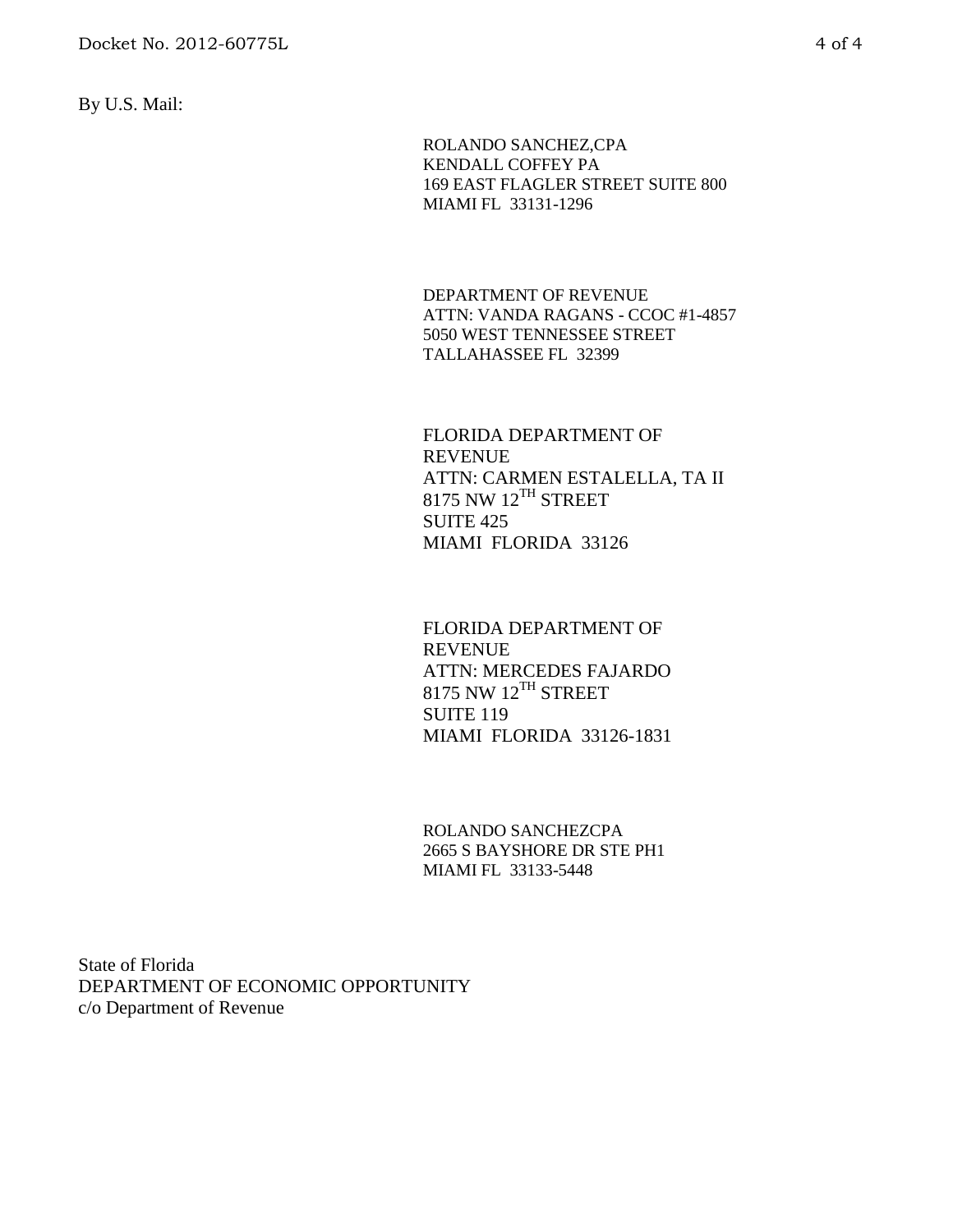By U.S. Mail:

ROLANDO SANCHEZ,CPA
KENDALL COFFEY PA
169 EAST FLAGLER STREET SUITE 800
MIAMI FL 33131-1296

DEPARTMENT OF REVENUE
ATTN: VANDA RAGANS - CCOC #1-4857
5050 WEST TENNESSEE STREET
TALLAHASSEE FL 32399

FLORIDA DEPARTMENT OF REVENUE
ATTN: CARMEN ESTALELLA, TA II
8175 NW 12TH STREET
SUITE 425
MIAMI FLORIDA 33126

FLORIDA DEPARTMENT OF REVENUE
ATTN: MERCEDES FAJARDO
8175 NW 12TH STREET
SUITE 119
MIAMI FLORIDA 33126-1831

ROLANDO SANCHEZCPA
2665 S BAYSHORE DR STE PH1
MIAMI FL 33133-5448

State of Florida
DEPARTMENT OF ECONOMIC OPPORTUNITY
c/o Department of Revenue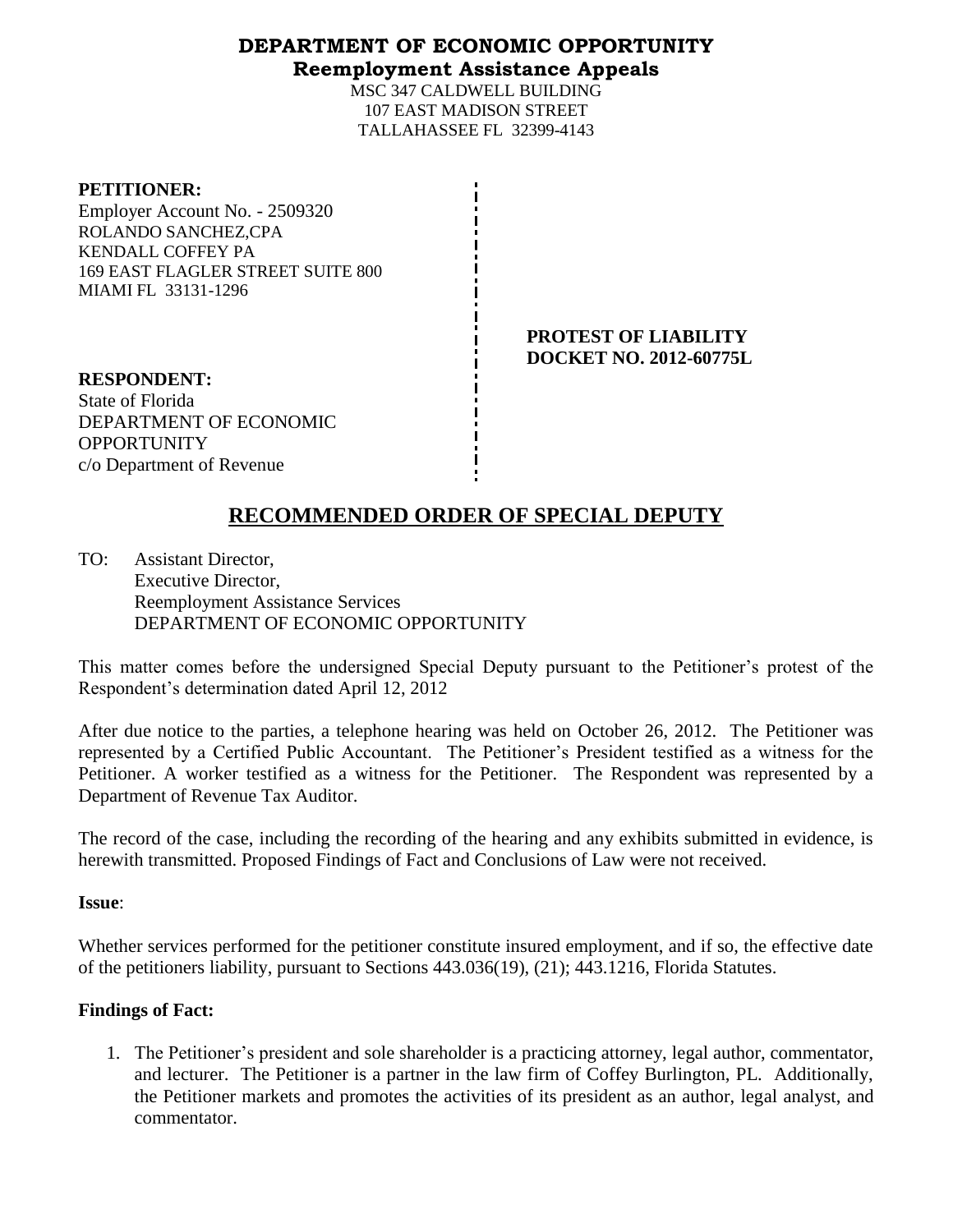# DEPARTMENT OF ECONOMIC OPPORTUNITY
## Reemployment Assistance Appeals

MSC 347 CALDWELL BUILDING
107 EAST MADISON STREET
TALLAHASSEE FL 32399-4143

**PETITIONER:**
Employer Account No. - 2509320
ROLANDO SANCHEZ,CPA
KENDALL COFFEY PA
169 EAST FLAGLER STREET SUITE 800
MIAMI FL 33131-1296

**PROTEST OF LIABILITY**
**DOCKET NO. 2012-60775L**

**RESPONDENT:**
State of Florida
DEPARTMENT OF ECONOMIC OPPORTUNITY
c/o Department of Revenue

# RECOMMENDED ORDER OF SPECIAL DEPUTY

TO: Assistant Director,
Executive Director,
Reemployment Assistance Services
DEPARTMENT OF ECONOMIC OPPORTUNITY

This matter comes before the undersigned Special Deputy pursuant to the Petitioner's protest of the Respondent's determination dated April 12, 2012

After due notice to the parties, a telephone hearing was held on October 26, 2012. The Petitioner was represented by a Certified Public Accountant. The Petitioner's President testified as a witness for the Petitioner. A worker testified as a witness for the Petitioner. The Respondent was represented by a Department of Revenue Tax Auditor.

The record of the case, including the recording of the hearing and any exhibits submitted in evidence, is herewith transmitted. Proposed Findings of Fact and Conclusions of Law were not received.

**Issue**:

Whether services performed for the petitioner constitute insured employment, and if so, the effective date of the petitioners liability, pursuant to Sections 443.036(19), (21); 443.1216, Florida Statutes.

**Findings of Fact:**

1. The Petitioner's president and sole shareholder is a practicing attorney, legal author, commentator, and lecturer. The Petitioner is a partner in the law firm of Coffey Burlington, PL. Additionally, the Petitioner markets and promotes the activities of its president as an author, legal analyst, and commentator.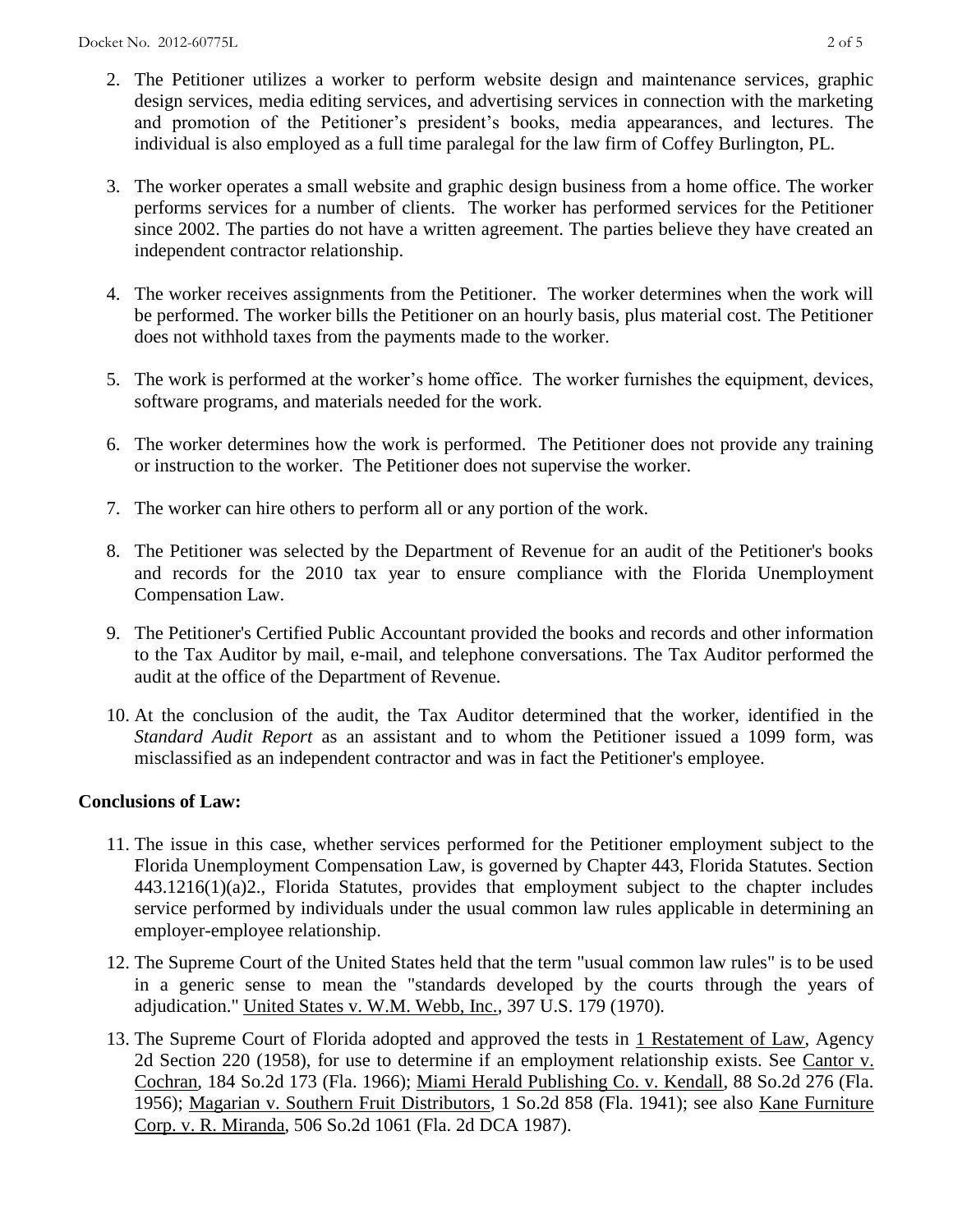2. The Petitioner utilizes a worker to perform website design and maintenance services, graphic design services, media editing services, and advertising services in connection with the marketing and promotion of the Petitioner's president's books, media appearances, and lectures. The individual is also employed as a full time paralegal for the law firm of Coffey Burlington, PL.

3. The worker operates a small website and graphic design business from a home office. The worker performs services for a number of clients. The worker has performed services for the Petitioner since 2002. The parties do not have a written agreement. The parties believe they have created an independent contractor relationship.

4. The worker receives assignments from the Petitioner. The worker determines when the work will be performed. The worker bills the Petitioner on an hourly basis, plus material cost. The Petitioner does not withhold taxes from the payments made to the worker.

5. The work is performed at the worker's home office. The worker furnishes the equipment, devices, software programs, and materials needed for the work.

6. The worker determines how the work is performed. The Petitioner does not provide any training or instruction to the worker. The Petitioner does not supervise the worker.

7. The worker can hire others to perform all or any portion of the work.

8. The Petitioner was selected by the Department of Revenue for an audit of the Petitioner's books and records for the 2010 tax year to ensure compliance with the Florida Unemployment Compensation Law.

9. The Petitioner's Certified Public Accountant provided the books and records and other information to the Tax Auditor by mail, e-mail, and telephone conversations. The Tax Auditor performed the audit at the office of the Department of Revenue.

10. At the conclusion of the audit, the Tax Auditor determined that the worker, identified in the *Standard Audit Report* as an assistant and to whom the Petitioner issued a 1099 form, was misclassified as an independent contractor and was in fact the Petitioner's employee.

**Conclusions of Law:**

11. The issue in this case, whether services performed for the Petitioner employment subject to the Florida Unemployment Compensation Law, is governed by Chapter 443, Florida Statutes. Section 443.1216(1)(a)2., Florida Statutes, provides that employment subject to the chapter includes service performed by individuals under the usual common law rules applicable in determining an employer-employee relationship.

12. The Supreme Court of the United States held that the term "usual common law rules" is to be used in a generic sense to mean the "standards developed by the courts through the years of adjudication." United States v. W.M. Webb, Inc., 397 U.S. 179 (1970).

13. The Supreme Court of Florida adopted and approved the tests in 1 Restatement of Law, Agency 2d Section 220 (1958), for use to determine if an employment relationship exists. See Cantor v. Cochran, 184 So.2d 173 (Fla. 1966); Miami Herald Publishing Co. v. Kendall, 88 So.2d 276 (Fla. 1956); Magarian v. Southern Fruit Distributors, 1 So.2d 858 (Fla. 1941); see also Kane Furniture Corp. v. R. Miranda, 506 So.2d 1061 (Fla. 2d DCA 1987).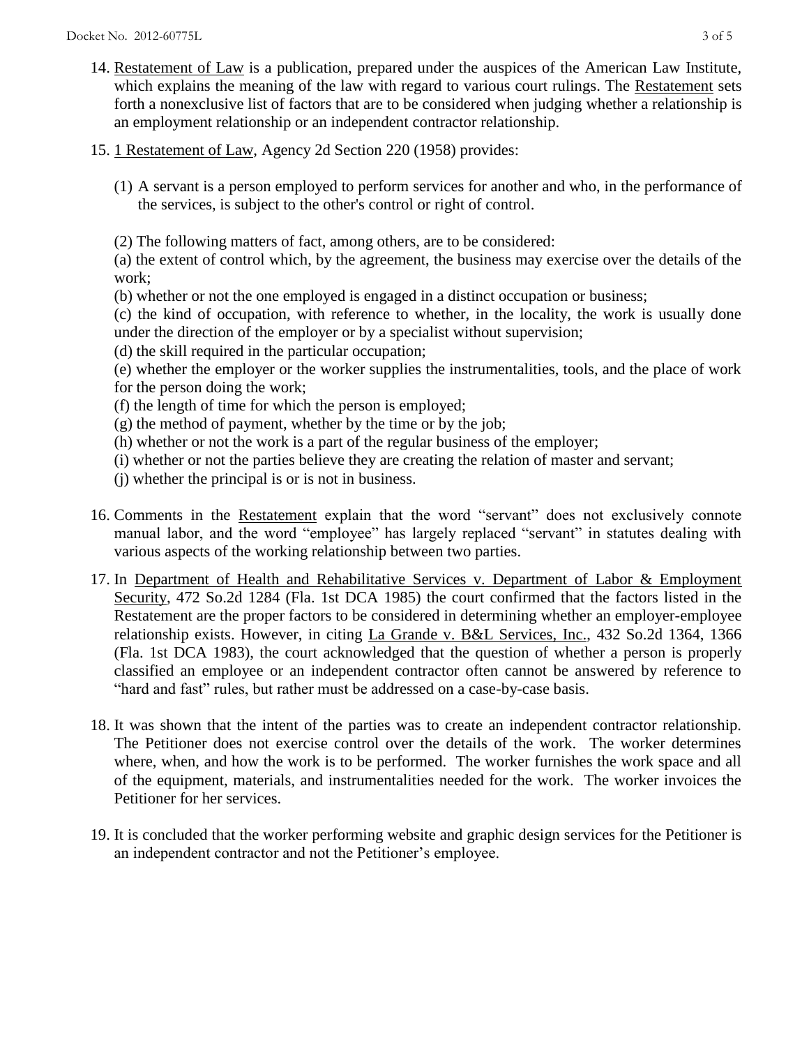14. Restatement of Law is a publication, prepared under the auspices of the American Law Institute, which explains the meaning of the law with regard to various court rulings. The Restatement sets forth a nonexclusive list of factors that are to be considered when judging whether a relationship is an employment relationship or an independent contractor relationship.

15. 1 Restatement of Law, Agency 2d Section 220 (1958) provides:

    (1) A servant is a person employed to perform services for another and who, in the performance of the services, is subject to the other's control or right of control.

    (2) The following matters of fact, among others, are to be considered:
    (a) the extent of control which, by the agreement, the business may exercise over the details of the work;
    (b) whether or not the one employed is engaged in a distinct occupation or business;
    (c) the kind of occupation, with reference to whether, in the locality, the work is usually done under the direction of the employer or by a specialist without supervision;
    (d) the skill required in the particular occupation;
    (e) whether the employer or the worker supplies the instrumentalities, tools, and the place of work for the person doing the work;
    (f) the length of time for which the person is employed;
    (g) the method of payment, whether by the time or by the job;
    (h) whether or not the work is a part of the regular business of the employer;
    (i) whether or not the parties believe they are creating the relation of master and servant;
    (j) whether the principal is or is not in business.

16. Comments in the Restatement explain that the word "servant" does not exclusively connote manual labor, and the word "employee" has largely replaced "servant" in statutes dealing with various aspects of the working relationship between two parties.

17. In Department of Health and Rehabilitative Services v. Department of Labor & Employment Security, 472 So.2d 1284 (Fla. 1st DCA 1985) the court confirmed that the factors listed in the Restatement are the proper factors to be considered in determining whether an employer-employee relationship exists. However, in citing La Grande v. B&L Services, Inc., 432 So.2d 1364, 1366 (Fla. 1st DCA 1983), the court acknowledged that the question of whether a person is properly classified an employee or an independent contractor often cannot be answered by reference to "hard and fast" rules, but rather must be addressed on a case-by-case basis.

18. It was shown that the intent of the parties was to create an independent contractor relationship. The Petitioner does not exercise control over the details of the work. The worker determines where, when, and how the work is to be performed. The worker furnishes the work space and all of the equipment, materials, and instrumentalities needed for the work. The worker invoices the Petitioner for her services.

19. It is concluded that the worker performing website and graphic design services for the Petitioner is an independent contractor and not the Petitioner's employee.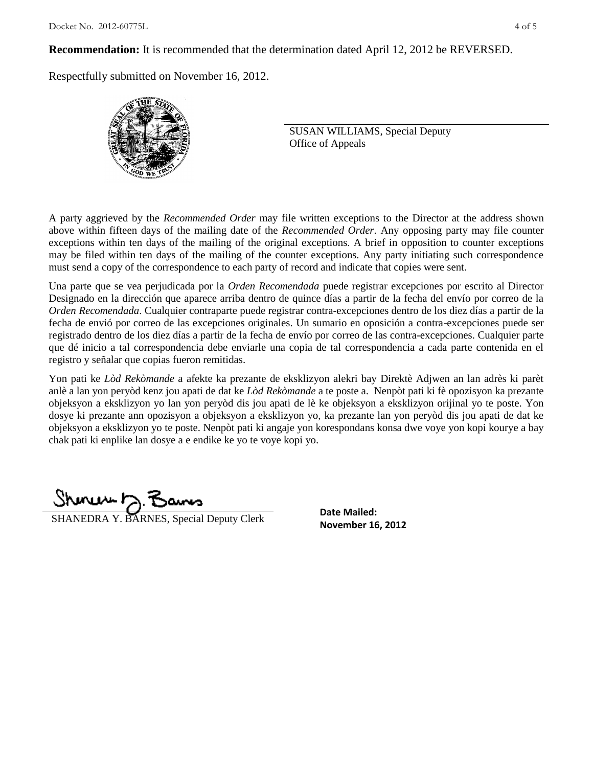**Recommendation:** It is recommended that the determination dated April 12, 2012 be REVERSED.

Respectfully submitted on November 16, 2012.

SUSAN WILLIAMS, Special Deputy
Office of Appeals

A party aggrieved by the *Recommended Order* may file written exceptions to the Director at the address shown above within fifteen days of the mailing date of the *Recommended Order*. Any opposing party may file counter exceptions within ten days of the mailing of the original exceptions. A brief in opposition to counter exceptions may be filed within ten days of the mailing of the counter exceptions. Any party initiating such correspondence must send a copy of the correspondence to each party of record and indicate that copies were sent.

Una parte que se vea perjudicada por la *Orden Recomendada* puede registrar excepciones por escrito al Director Designado en la dirección que aparece arriba dentro de quince días a partir de la fecha del envío por correo de la *Orden Recomendada*. Cualquier contraparte puede registrar contra-excepciones dentro de los diez días a partir de la fecha de envió por correo de las excepciones originales. Un sumario en oposición a contra-excepciones puede ser registrado dentro de los diez días a partir de la fecha de envío por correo de las contra-excepciones. Cualquier parte que dé inicio a tal correspondencia debe enviarle una copia de tal correspondencia a cada parte contenida en el registro y señalar que copias fueron remitidas.

Yon pati ke *Lòd Rekòmande* a afekte ka prezante de eksklizyon alekri bay Direktè Adjwen an lan adrès ki parèt anlè a lan yon peryòd kenz jou apati de dat ke *Lòd Rekòmande* a te poste a. Nenpòt pati ki fè opozisyon ka prezante objeksyon a eksklizyon yo lan yon peryòd dis jou apati de lè ke objeksyon a eksklizyon orijinal yo te poste. Yon dosye ki prezante ann opozisyon a objeksyon a eksklizyon yo, ka prezante lan yon peryòd dis jou apati de dat ke objeksyon a eksklizyon yo te poste. Nenpòt pati ki angaje yon korespondans konsa dwe voye yon kopi kourye a bay chak pati ki enplike lan dosye a e endike ke yo te voye kopi yo.

SHANEDRA Y. BARNES, Special Deputy Clerk

**Date Mailed:**
**November 16, 2012**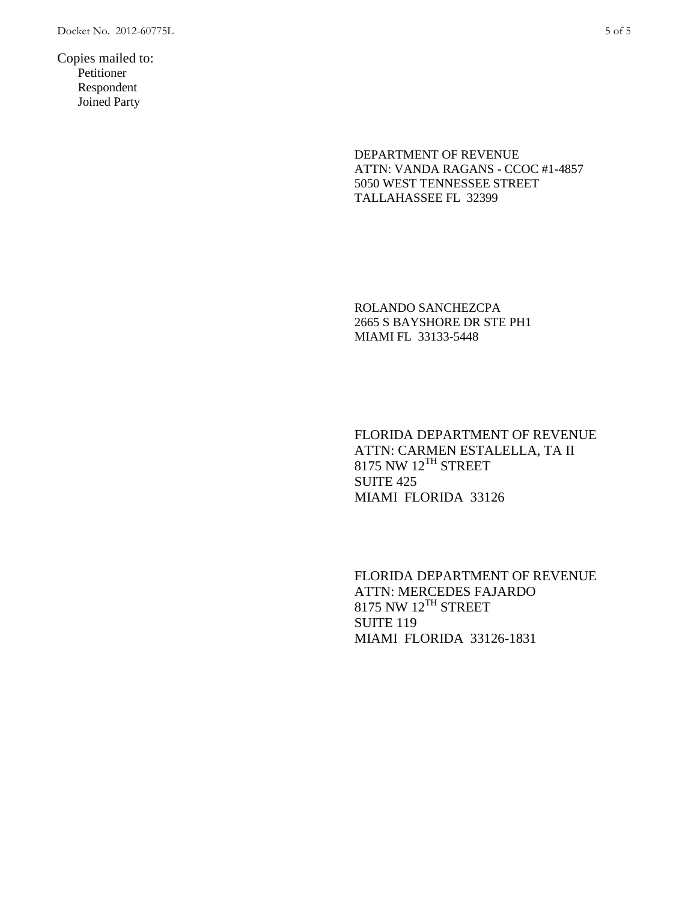Copies mailed to:
Petitioner
Respondent
Joined Party

DEPARTMENT OF REVENUE
ATTN: VANDA RAGANS - CCOC #1-4857
5050 WEST TENNESSEE STREET
TALLAHASSEE FL 32399

ROLANDO SANCHEZCPA
2665 S BAYSHORE DR STE PH1
MIAMI FL 33133-5448

FLORIDA DEPARTMENT OF REVENUE
ATTN: CARMEN ESTALELLA, TA II
8175 NW 12TH STREET
SUITE 425
MIAMI FLORIDA 33126

FLORIDA DEPARTMENT OF REVENUE
ATTN: MERCEDES FAJARDO
8175 NW 12TH STREET
SUITE 119
MIAMI FLORIDA 33126-1831